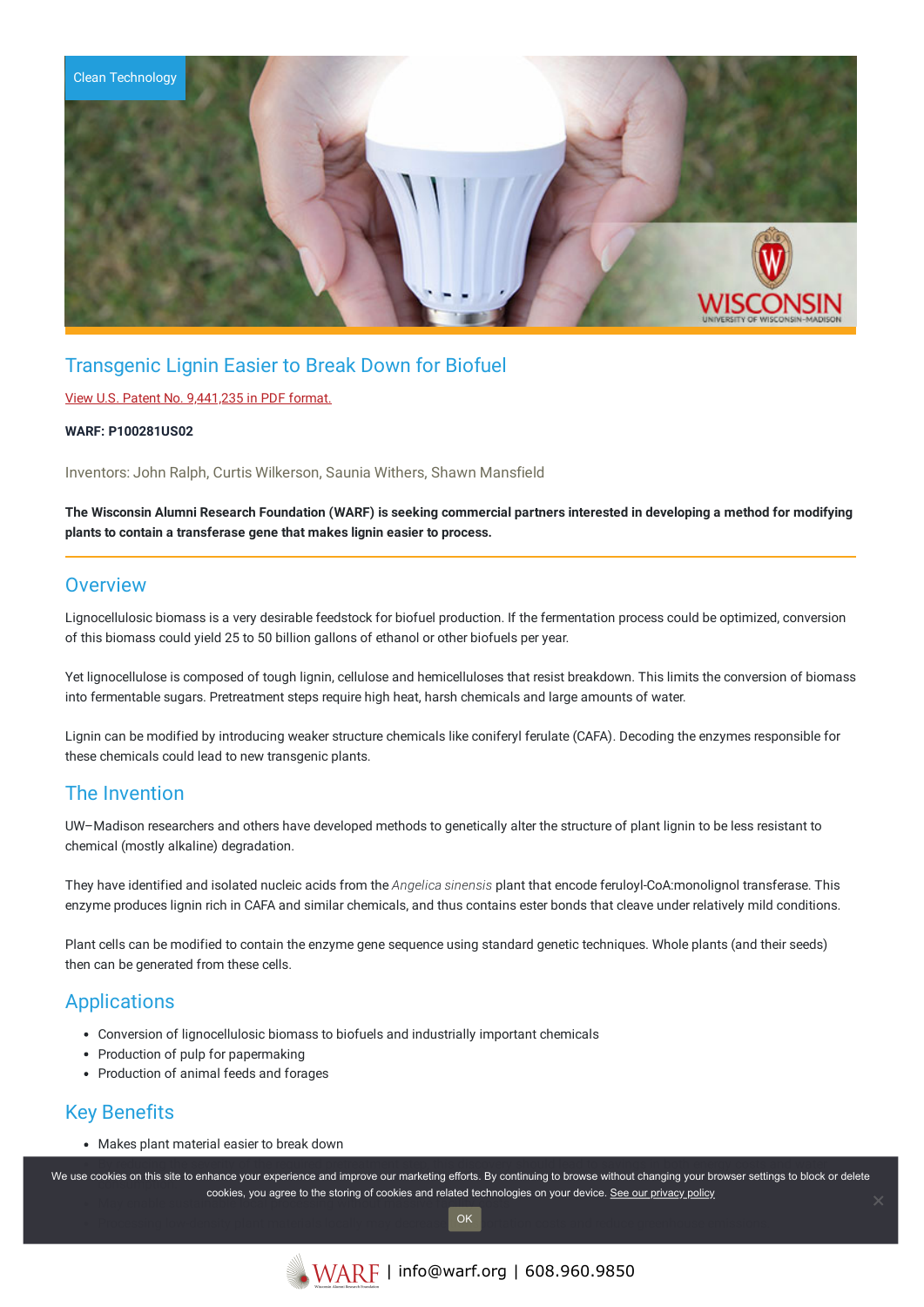Clean Technology

# Transgenic Lignin Easier to Break Down for Biofuel

View U.S. Patent No. 9,441,235 in PDF format.

**WARF: P100281US02**

Inventors: John Ralph, Curtis Wilkerson, Saunia Withers, Shawn Mansfield

**The Wisconsin Alumni Research Foundation (WARF) is seeking commercial partners interested in developing a method for modifying plants to contain a transferase gene that makes lignin easier to process.**

## Overview

Lignocellulosic biomass is a very desirable feedstock for biofuel production. If the fermentation process could be optimized, conversion of this biomass could yield 25 to 50 billion gallons of ethanol or other biofuels per year.

Yet lignocellulose is composed of tough lignin, cellulose and hemicelluloses that resist breakdown. This limits the conversion of biomass into fermentable sugars. Pretreatment steps require high heat, harsh chemicals and large amounts of water.

Lignin can be modified by introducing weaker structure chemicals like coniferyl ferulate (CAFA). Decoding the enzymes responsible for these chemicals could lead to new transgenic plants.

## The Invention

UW–Madison researchers and others have developed methods to genetically alter the structure of plant lignin to be less resistant to chemical (mostly alkaline) degradation.

They have identified and isolated nucleic acids from the *Angelica sinensis* plant that encode feruloyl-CoA:monolignol transferase. This enzyme produces lignin rich in CAFA and similar chemicals, and thus contains ester bonds that cleave under relatively mild conditions.

Plant cells can be modified to contain the enzyme gene sequence using standard genetic techniques. Whole plants (and their seeds) then can be generated from these cells.

## Applications

- Conversion of lignocellulosic biomass to biofuels and industrially important chemicals
- Production of pulp for papermaking
- Production of animal feeds and forages

## Key Benefits

- Makes plant material easier to break down

We use cookies on this site to enhance your experience and improve our marketing efforts. By continuing to browse without changing your browser settings to block or delete cookies, you agree to the storing of cookies and related technologies on your device. See our privacy policy

OK

WARF | info@warf.org | 608.960.9850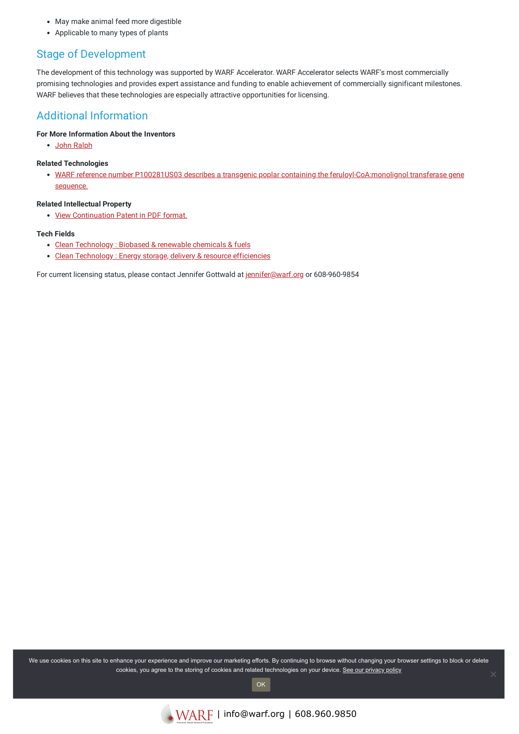- May make animal feed more digestible
- Applicable to many types of plants

## Stage of Development

The development of this technology was supported by WARF Accelerator. WARF Accelerator selects WARF's most commercially promising technologies and provides expert assistance and funding to enable achievement of commercially significant milestones. WARF believes that these technologies are especially attractive opportunities for licensing.

## Additional Information

**For More Information About the Inventors**

- John Ralph

**Related Technologies**

- WARF reference number P100281US03 describes a transgenic poplar containing the feruloyl-CoA:monolignol transferase gene sequence.

**Related Intellectual Property**

- View Continuation Patent in PDF format.

**Tech Fields**

- Clean Technology : Biobased & renewable chemicals & fuels
- Clean Technology : Energy storage, delivery & resource efficiencies

For current licensing status, please contact Jennifer Gottwald at jennifer@warf.org or 608-960-9854